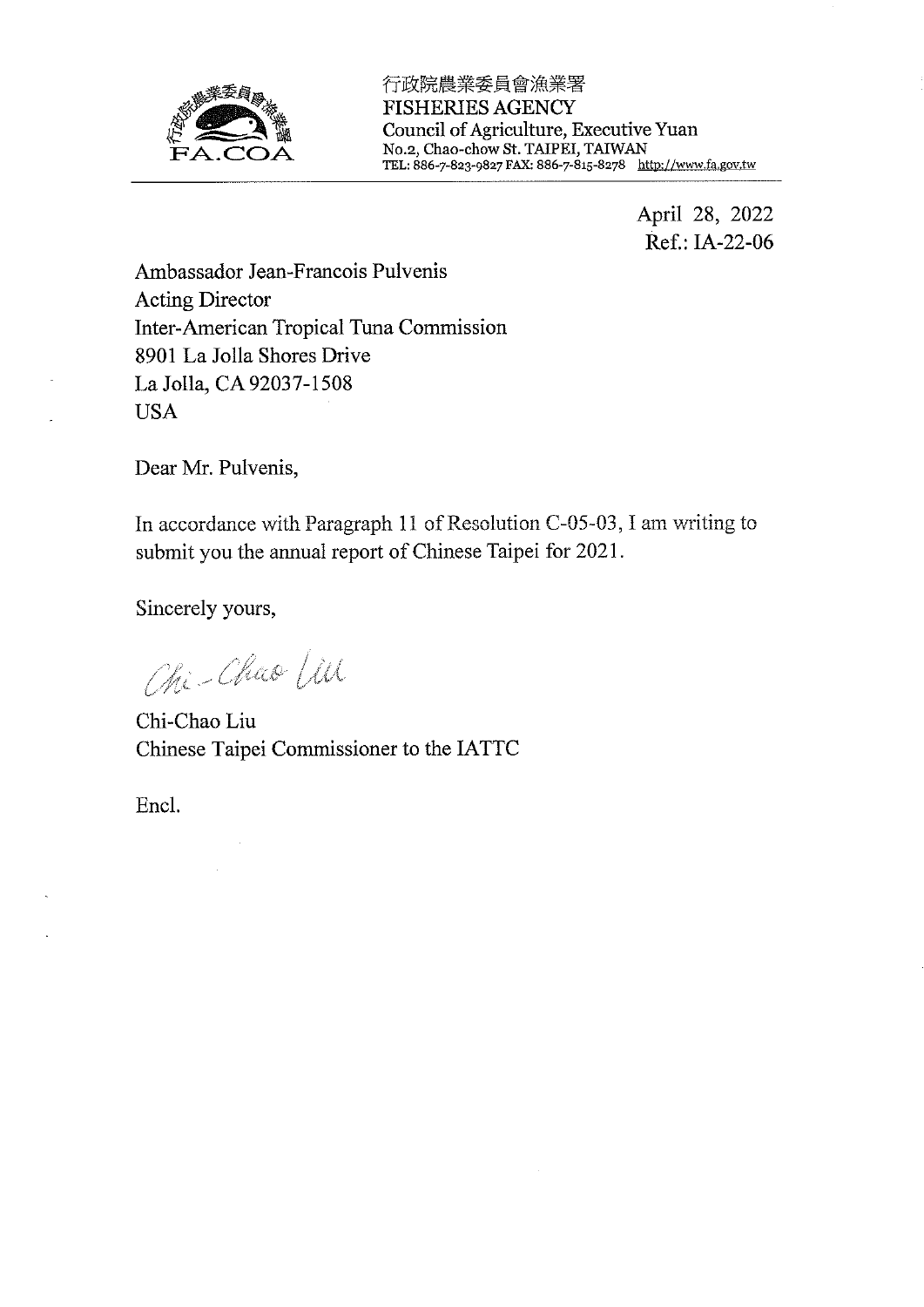行政院農業委員會漁業署
FISHERIES AGENCY
Council of Agriculture, Executive Yuan
No.2, Chao-chow St. TAIPEI, TAIWAN
TEL: 886-7-823-9827 FAX: 886-7-815-8278 http://www.fa.gov.tw

April 28, 2022
Ref.: IA-22-06

Ambassador Jean-Francois Pulvenis
Acting Director
Inter-American Tropical Tuna Commission
8901 La Jolla Shores Drive
La Jolla, CA 92037-1508
USA

Dear Mr. Pulvenis,

In accordance with Paragraph 11 of Resolution C-05-03, I am writing to submit you the annual report of Chinese Taipei for 2021.

Sincerely yours,

Chi-Chao Liu

Chi-Chao Liu
Chinese Taipei Commissioner to the IATTC

Encl.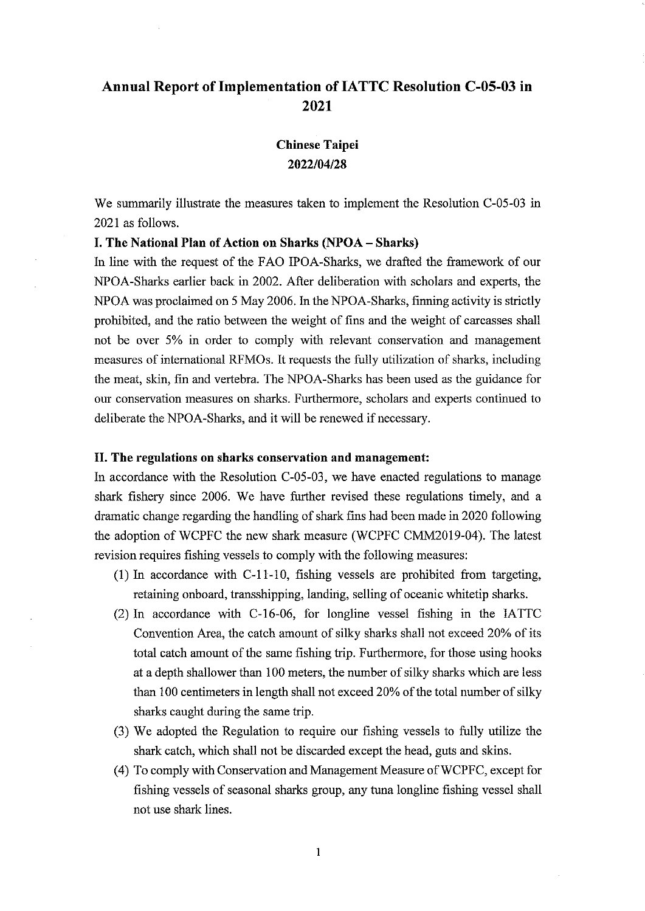# Annual Report of Implementation of IATTC Resolution C-05-03 in 2021

**Chinese Taipei**
**2022/04/28**

We summarily illustrate the measures taken to implement the Resolution C-05-03 in 2021 as follows.

## I. The National Plan of Action on Sharks (NPOA – Sharks)

In line with the request of the FAO IPOA-Sharks, we drafted the framework of our NPOA-Sharks earlier back in 2002. After deliberation with scholars and experts, the NPOA was proclaimed on 5 May 2006. In the NPOA-Sharks, finning activity is strictly prohibited, and the ratio between the weight of fins and the weight of carcasses shall not be over 5% in order to comply with relevant conservation and management measures of international RFMOs. It requests the fully utilization of sharks, including the meat, skin, fin and vertebra. The NPOA-Sharks has been used as the guidance for our conservation measures on sharks. Furthermore, scholars and experts continued to deliberate the NPOA-Sharks, and it will be renewed if necessary.

## II. The regulations on sharks conservation and management:

In accordance with the Resolution C-05-03, we have enacted regulations to manage shark fishery since 2006. We have further revised these regulations timely, and a dramatic change regarding the handling of shark fins had been made in 2020 following the adoption of WCPFC the new shark measure (WCPFC CMM2019-04). The latest revision requires fishing vessels to comply with the following measures:

(1) In accordance with C-11-10, fishing vessels are prohibited from targeting, retaining onboard, transshipping, landing, selling of oceanic whitetip sharks.

(2) In accordance with C-16-06, for longline vessel fishing in the IATTC Convention Area, the catch amount of silky sharks shall not exceed 20% of its total catch amount of the same fishing trip. Furthermore, for those using hooks at a depth shallower than 100 meters, the number of silky sharks which are less than 100 centimeters in length shall not exceed 20% of the total number of silky sharks caught during the same trip.

(3) We adopted the Regulation to require our fishing vessels to fully utilize the shark catch, which shall not be discarded except the head, guts and skins.

(4) To comply with Conservation and Management Measure of WCPFC, except for fishing vessels of seasonal sharks group, any tuna longline fishing vessel shall not use shark lines.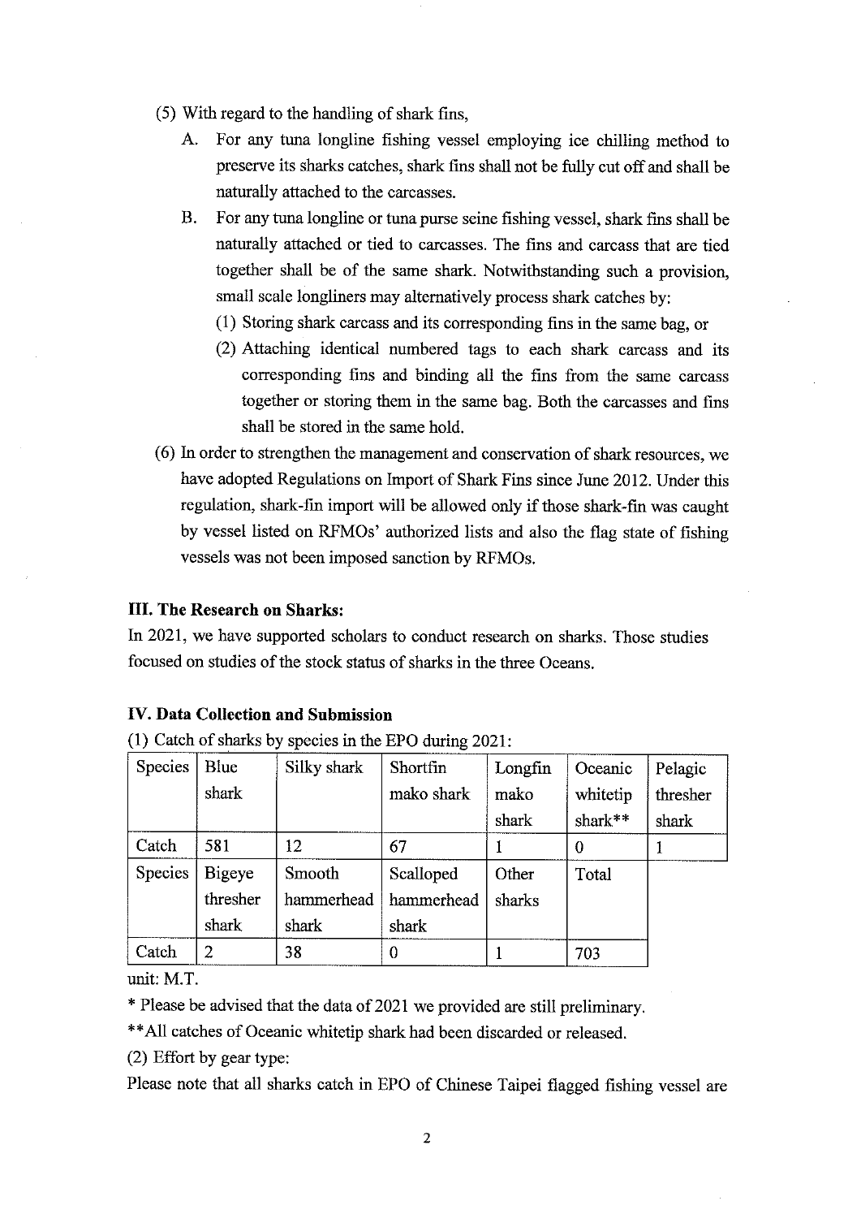(5) With regard to the handling of shark fins,

A. For any tuna longline fishing vessel employing ice chilling method to preserve its sharks catches, shark fins shall not be fully cut off and shall be naturally attached to the carcasses.

B. For any tuna longline or tuna purse seine fishing vessel, shark fins shall be naturally attached or tied to carcasses. The fins and carcass that are tied together shall be of the same shark. Notwithstanding such a provision, small scale longliners may alternatively process shark catches by:

(1) Storing shark carcass and its corresponding fins in the same bag, or

(2) Attaching identical numbered tags to each shark carcass and its corresponding fins and binding all the fins from the same carcass together or storing them in the same bag. Both the carcasses and fins shall be stored in the same hold.

(6) In order to strengthen the management and conservation of shark resources, we have adopted Regulations on Import of Shark Fins since June 2012. Under this regulation, shark-fin import will be allowed only if those shark-fin was caught by vessel listed on RFMOs' authorized lists and also the flag state of fishing vessels was not been imposed sanction by RFMOs.

**III. The Research on Sharks:**

In 2021, we have supported scholars to conduct research on sharks. Those studies focused on studies of the stock status of sharks in the three Oceans.

**IV. Data Collection and Submission**

(1) Catch of sharks by species in the EPO during 2021:

| Species | Blue shark | Silky shark | Shortfin mako shark | Longfin mako shark | Oceanic whitetip shark** | Pelagic thresher shark |
|---|---|---|---|---|---|---|
| Catch | 581 | 12 | 67 | 1 | 0 | 1 |
| Species | Bigeye thresher shark | Smooth hammerhead shark | Scalloped hammerhead shark | Other sharks | Total | |
| Catch | 2 | 38 | 0 | 1 | 703 | |

unit: M.T.

* Please be advised that the data of 2021 we provided are still preliminary.

**All catches of Oceanic whitetip shark had been discarded or released.

(2) Effort by gear type:

Please note that all sharks catch in EPO of Chinese Taipei flagged fishing vessel are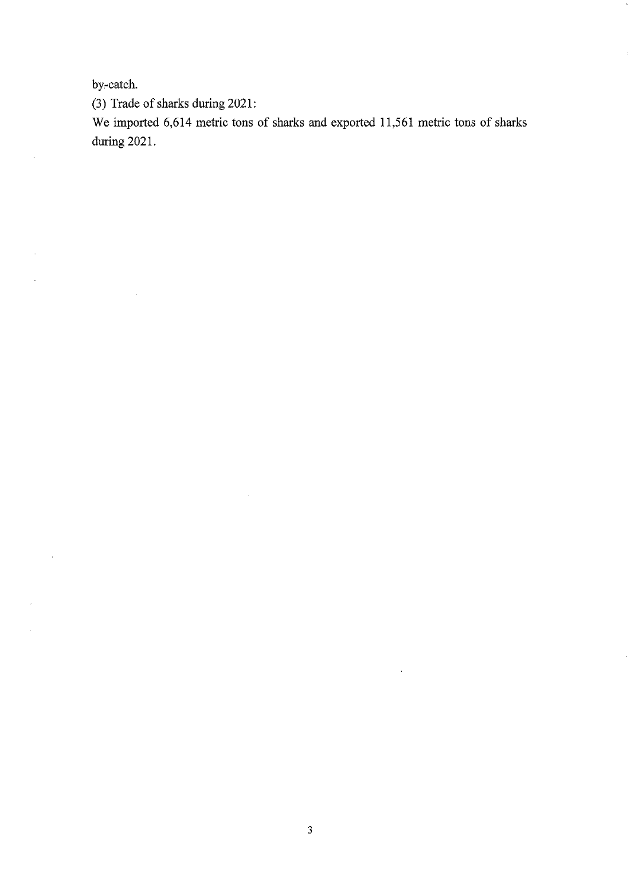by-catch.

(3) Trade of sharks during 2021:

We imported 6,614 metric tons of sharks and exported 11,561 metric tons of sharks during 2021.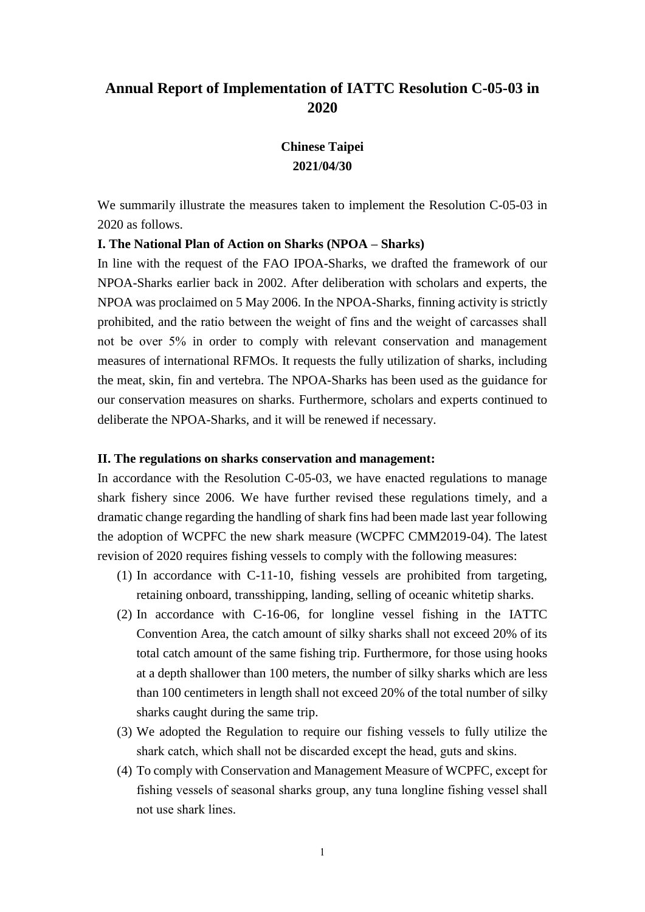# Annual Report of Implementation of IATTC Resolution C-05-03 in 2020

**Chinese Taipei**
**2021/04/30**

We summarily illustrate the measures taken to implement the Resolution C-05-03 in 2020 as follows.

**I. The National Plan of Action on Sharks (NPOA – Sharks)**

In line with the request of the FAO IPOA-Sharks, we drafted the framework of our NPOA-Sharks earlier back in 2002. After deliberation with scholars and experts, the NPOA was proclaimed on 5 May 2006. In the NPOA-Sharks, finning activity is strictly prohibited, and the ratio between the weight of fins and the weight of carcasses shall not be over 5% in order to comply with relevant conservation and management measures of international RFMOs. It requests the fully utilization of sharks, including the meat, skin, fin and vertebra. The NPOA-Sharks has been used as the guidance for our conservation measures on sharks. Furthermore, scholars and experts continued to deliberate the NPOA-Sharks, and it will be renewed if necessary.

**II. The regulations on sharks conservation and management:**

In accordance with the Resolution C-05-03, we have enacted regulations to manage shark fishery since 2006. We have further revised these regulations timely, and a dramatic change regarding the handling of shark fins had been made last year following the adoption of WCPFC the new shark measure (WCPFC CMM2019-04). The latest revision of 2020 requires fishing vessels to comply with the following measures:

(1) In accordance with C-11-10, fishing vessels are prohibited from targeting, retaining onboard, transshipping, landing, selling of oceanic whitetip sharks.

(2) In accordance with C-16-06, for longline vessel fishing in the IATTC Convention Area, the catch amount of silky sharks shall not exceed 20% of its total catch amount of the same fishing trip. Furthermore, for those using hooks at a depth shallower than 100 meters, the number of silky sharks which are less than 100 centimeters in length shall not exceed 20% of the total number of silky sharks caught during the same trip.

(3) We adopted the Regulation to require our fishing vessels to fully utilize the shark catch, which shall not be discarded except the head, guts and skins.

(4) To comply with Conservation and Management Measure of WCPFC, except for fishing vessels of seasonal sharks group, any tuna longline fishing vessel shall not use shark lines.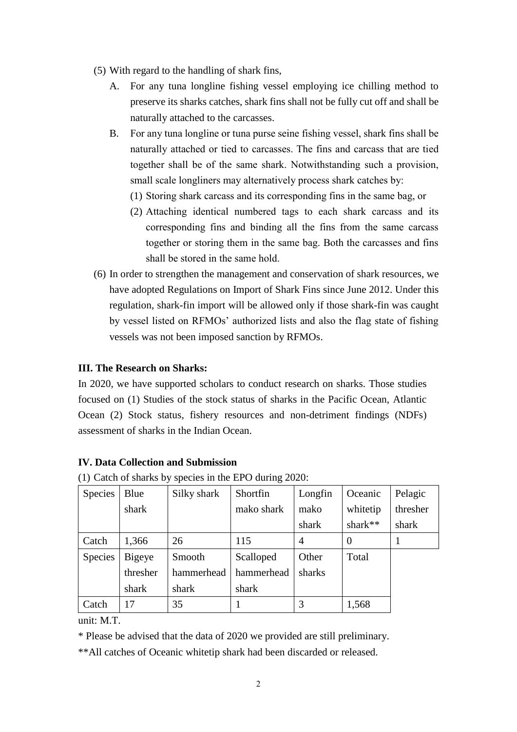(5) With regard to the handling of shark fins,

   A. For any tuna longline fishing vessel employing ice chilling method to preserve its sharks catches, shark fins shall not be fully cut off and shall be naturally attached to the carcasses.

   B. For any tuna longline or tuna purse seine fishing vessel, shark fins shall be naturally attached or tied to carcasses. The fins and carcass that are tied together shall be of the same shark. Notwithstanding such a provision, small scale longliners may alternatively process shark catches by:

      (1) Storing shark carcass and its corresponding fins in the same bag, or

      (2) Attaching identical numbered tags to each shark carcass and its corresponding fins and binding all the fins from the same carcass together or storing them in the same bag. Both the carcasses and fins shall be stored in the same hold.

(6) In order to strengthen the management and conservation of shark resources, we have adopted Regulations on Import of Shark Fins since June 2012. Under this regulation, shark-fin import will be allowed only if those shark-fin was caught by vessel listed on RFMOs' authorized lists and also the flag state of fishing vessels was not been imposed sanction by RFMOs.

**III. The Research on Sharks:**

In 2020, we have supported scholars to conduct research on sharks. Those studies focused on (1) Studies of the stock status of sharks in the Pacific Ocean, Atlantic Ocean (2) Stock status, fishery resources and non-detriment findings (NDFs) assessment of sharks in the Indian Ocean.

**IV. Data Collection and Submission**

(1) Catch of sharks by species in the EPO during 2020:

| Species | Blue shark | Silky shark | Shortfin mako shark | Longfin mako shark | Oceanic whitetip shark** | Pelagic thresher shark |
|---|---|---|---|---|---|---|
| Catch | 1,366 | 26 | 115 | 4 | 0 | 1 |
| Species | Bigeye thresher shark | Smooth hammerhead shark | Scalloped hammerhead shark | Other sharks | Total | |
| Catch | 17 | 35 | 1 | 3 | 1,568 | |

unit: M.T.

* Please be advised that the data of 2020 we provided are still preliminary.

**All catches of Oceanic whitetip shark had been discarded or released.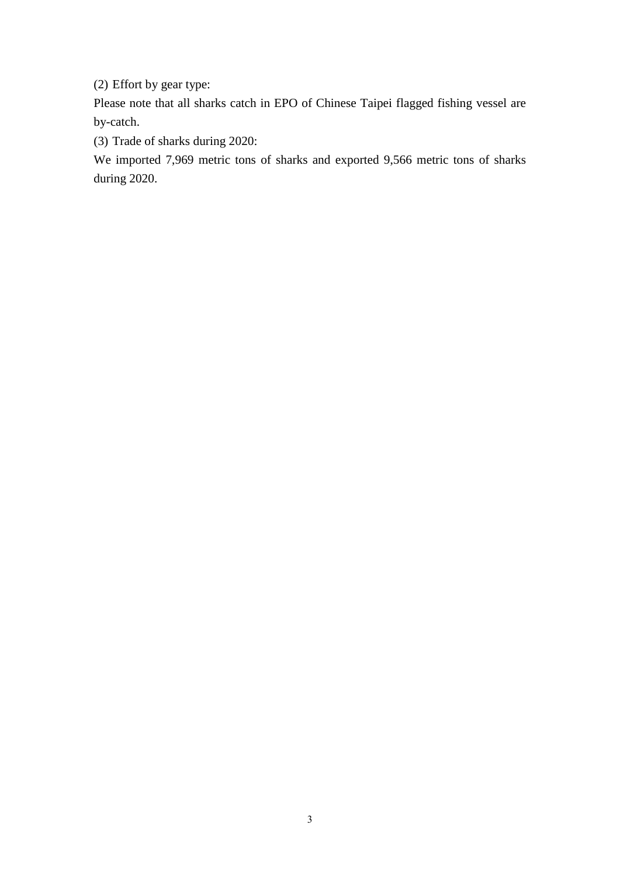(2) Effort by gear type:

Please note that all sharks catch in EPO of Chinese Taipei flagged fishing vessel are by-catch.

(3) Trade of sharks during 2020:

We imported 7,969 metric tons of sharks and exported 9,566 metric tons of sharks during 2020.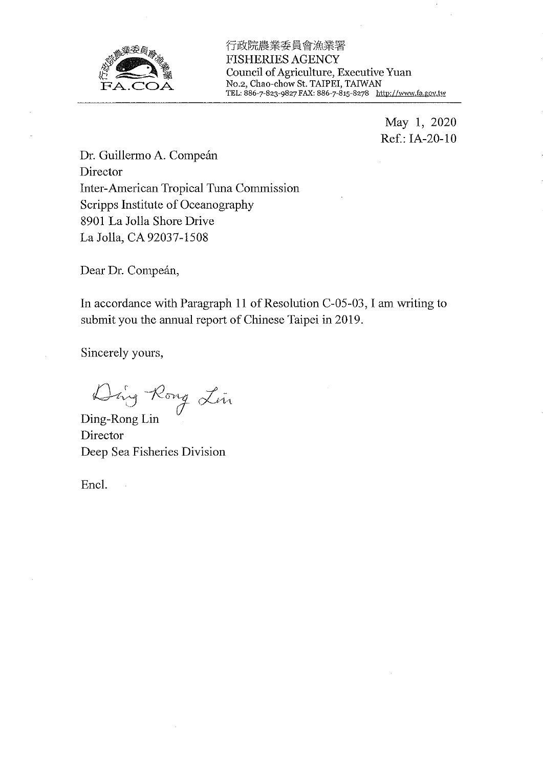行政院農業委員會漁業署
FISHERIES AGENCY
Council of Agriculture, Executive Yuan
No.2, Chao-chow St. TAIPEI, TAIWAN
TEL: 886-7-823-9827 FAX: 886-7-815-8278 http://www.fa.gov.tw

May 1, 2020
Ref.: IA-20-10

Dr. Guillermo A. Compeán
Director
Inter-American Tropical Tuna Commission
Scripps Institute of Oceanography
8901 La Jolla Shore Drive
La Jolla, CA 92037-1508

Dear Dr. Compeán,

In accordance with Paragraph 11 of Resolution C-05-03, I am writing to submit you the annual report of Chinese Taipei in 2019.

Sincerely yours,

Ding Rong Lin

Ding-Rong Lin
Director
Deep Sea Fisheries Division

Encl.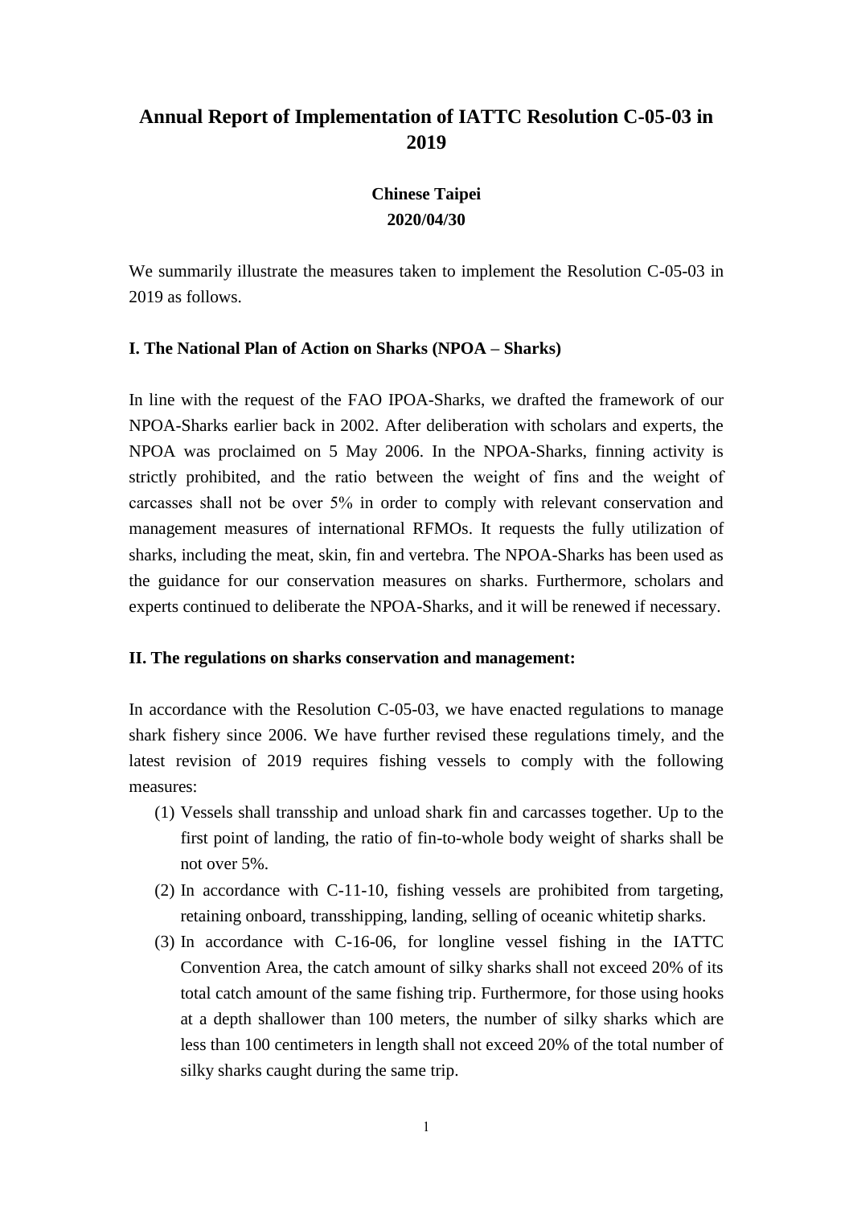# Annual Report of Implementation of IATTC Resolution C-05-03 in 2019

**Chinese Taipei**
**2020/04/30**

We summarily illustrate the measures taken to implement the Resolution C-05-03 in 2019 as follows.

### I. The National Plan of Action on Sharks (NPOA – Sharks)

In line with the request of the FAO IPOA-Sharks, we drafted the framework of our NPOA-Sharks earlier back in 2002. After deliberation with scholars and experts, the NPOA was proclaimed on 5 May 2006. In the NPOA-Sharks, finning activity is strictly prohibited, and the ratio between the weight of fins and the weight of carcasses shall not be over 5% in order to comply with relevant conservation and management measures of international RFMOs. It requests the fully utilization of sharks, including the meat, skin, fin and vertebra. The NPOA-Sharks has been used as the guidance for our conservation measures on sharks. Furthermore, scholars and experts continued to deliberate the NPOA-Sharks, and it will be renewed if necessary.

### II. The regulations on sharks conservation and management:

In accordance with the Resolution C-05-03, we have enacted regulations to manage shark fishery since 2006. We have further revised these regulations timely, and the latest revision of 2019 requires fishing vessels to comply with the following measures:

(1) Vessels shall transship and unload shark fin and carcasses together. Up to the first point of landing, the ratio of fin-to-whole body weight of sharks shall be not over 5%.

(2) In accordance with C-11-10, fishing vessels are prohibited from targeting, retaining onboard, transshipping, landing, selling of oceanic whitetip sharks.

(3) In accordance with C-16-06, for longline vessel fishing in the IATTC Convention Area, the catch amount of silky sharks shall not exceed 20% of its total catch amount of the same fishing trip. Furthermore, for those using hooks at a depth shallower than 100 meters, the number of silky sharks which are less than 100 centimeters in length shall not exceed 20% of the total number of silky sharks caught during the same trip.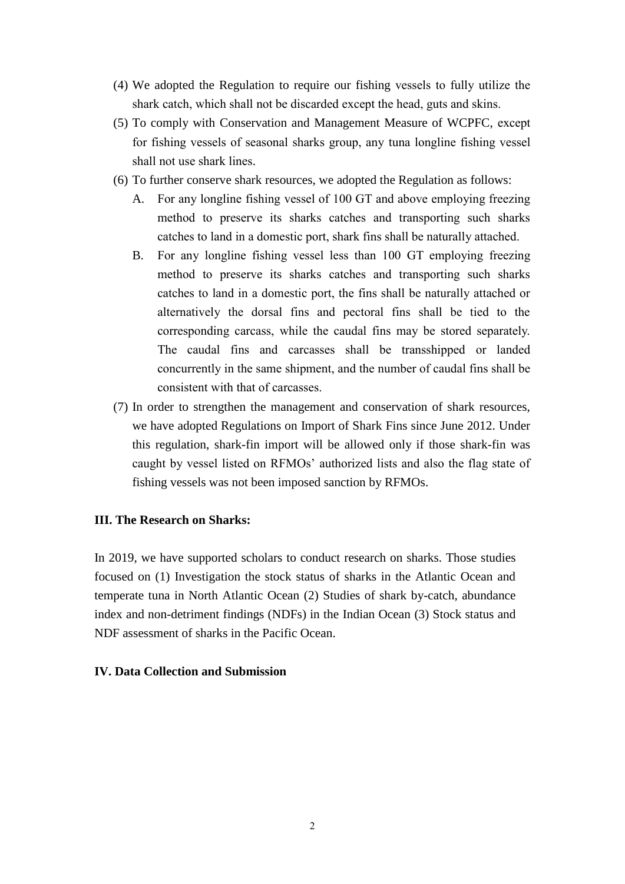(4) We adopted the Regulation to require our fishing vessels to fully utilize the shark catch, which shall not be discarded except the head, guts and skins.

(5) To comply with Conservation and Management Measure of WCPFC, except for fishing vessels of seasonal sharks group, any tuna longline fishing vessel shall not use shark lines.

(6) To further conserve shark resources, we adopted the Regulation as follows:

   A. For any longline fishing vessel of 100 GT and above employing freezing method to preserve its sharks catches and transporting such sharks catches to land in a domestic port, shark fins shall be naturally attached.

   B. For any longline fishing vessel less than 100 GT employing freezing method to preserve its sharks catches and transporting such sharks catches to land in a domestic port, the fins shall be naturally attached or alternatively the dorsal fins and pectoral fins shall be tied to the corresponding carcass, while the caudal fins may be stored separately. The caudal fins and carcasses shall be transshipped or landed concurrently in the same shipment, and the number of caudal fins shall be consistent with that of carcasses.

(7) In order to strengthen the management and conservation of shark resources, we have adopted Regulations on Import of Shark Fins since June 2012. Under this regulation, shark-fin import will be allowed only if those shark-fin was caught by vessel listed on RFMOs' authorized lists and also the flag state of fishing vessels was not been imposed sanction by RFMOs.

**III. The Research on Sharks:**

In 2019, we have supported scholars to conduct research on sharks. Those studies focused on (1) Investigation the stock status of sharks in the Atlantic Ocean and temperate tuna in North Atlantic Ocean (2) Studies of shark by-catch, abundance index and non-detriment findings (NDFs) in the Indian Ocean (3) Stock status and NDF assessment of sharks in the Pacific Ocean.

**IV. Data Collection and Submission**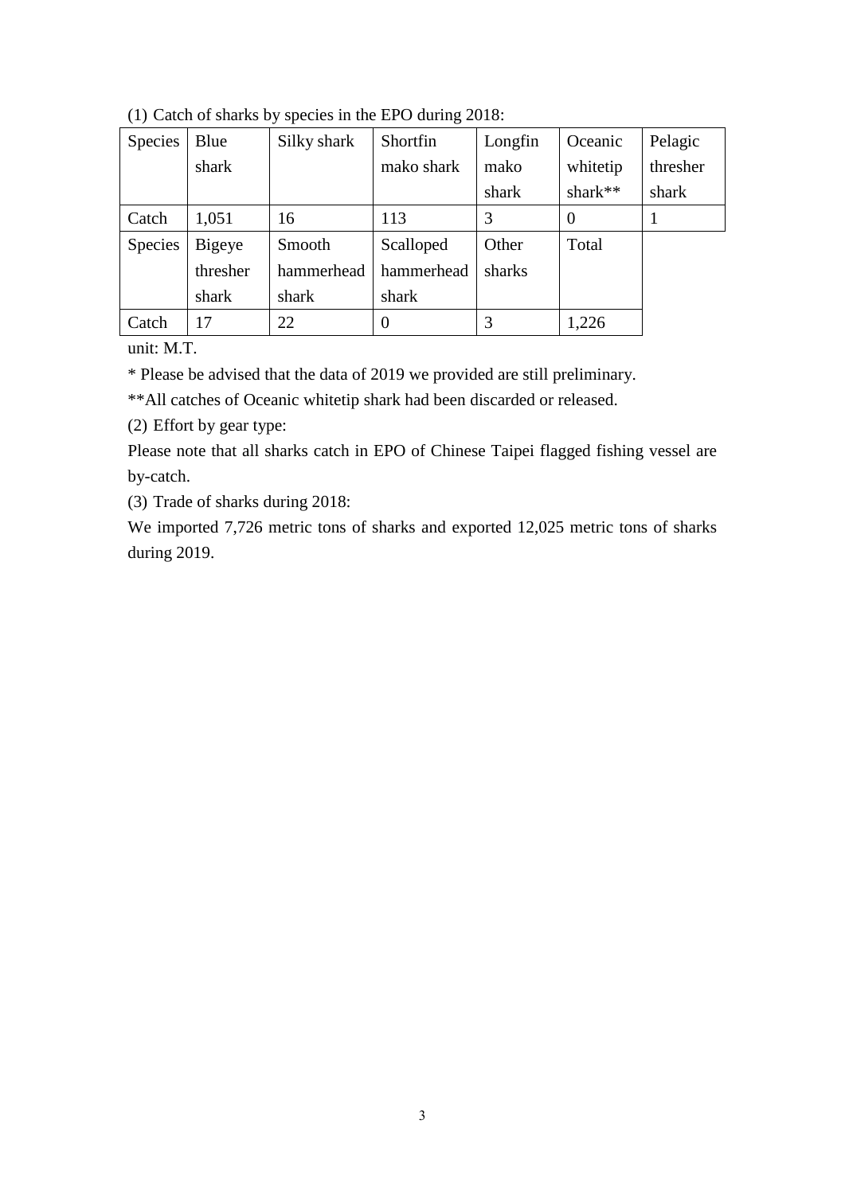(1) Catch of sharks by species in the EPO during 2018:

| Species | Blue shark | Silky shark | Shortfin mako shark | Longfin mako shark | Oceanic whitetip shark** | Pelagic thresher shark |
|---|---|---|---|---|---|---|
| Catch | 1,051 | 16 | 113 | 3 | 0 | 1 |
| Species | Bigeye thresher shark | Smooth hammerhead shark | Scalloped hammerhead shark | Other sharks | Total | |
| Catch | 17 | 22 | 0 | 3 | 1,226 | |

unit: M.T.

* Please be advised that the data of 2019 we provided are still preliminary.

**All catches of Oceanic whitetip shark had been discarded or released.

(2) Effort by gear type:

Please note that all sharks catch in EPO of Chinese Taipei flagged fishing vessel are by-catch.

(3) Trade of sharks during 2018:

We imported 7,726 metric tons of sharks and exported 12,025 metric tons of sharks during 2019.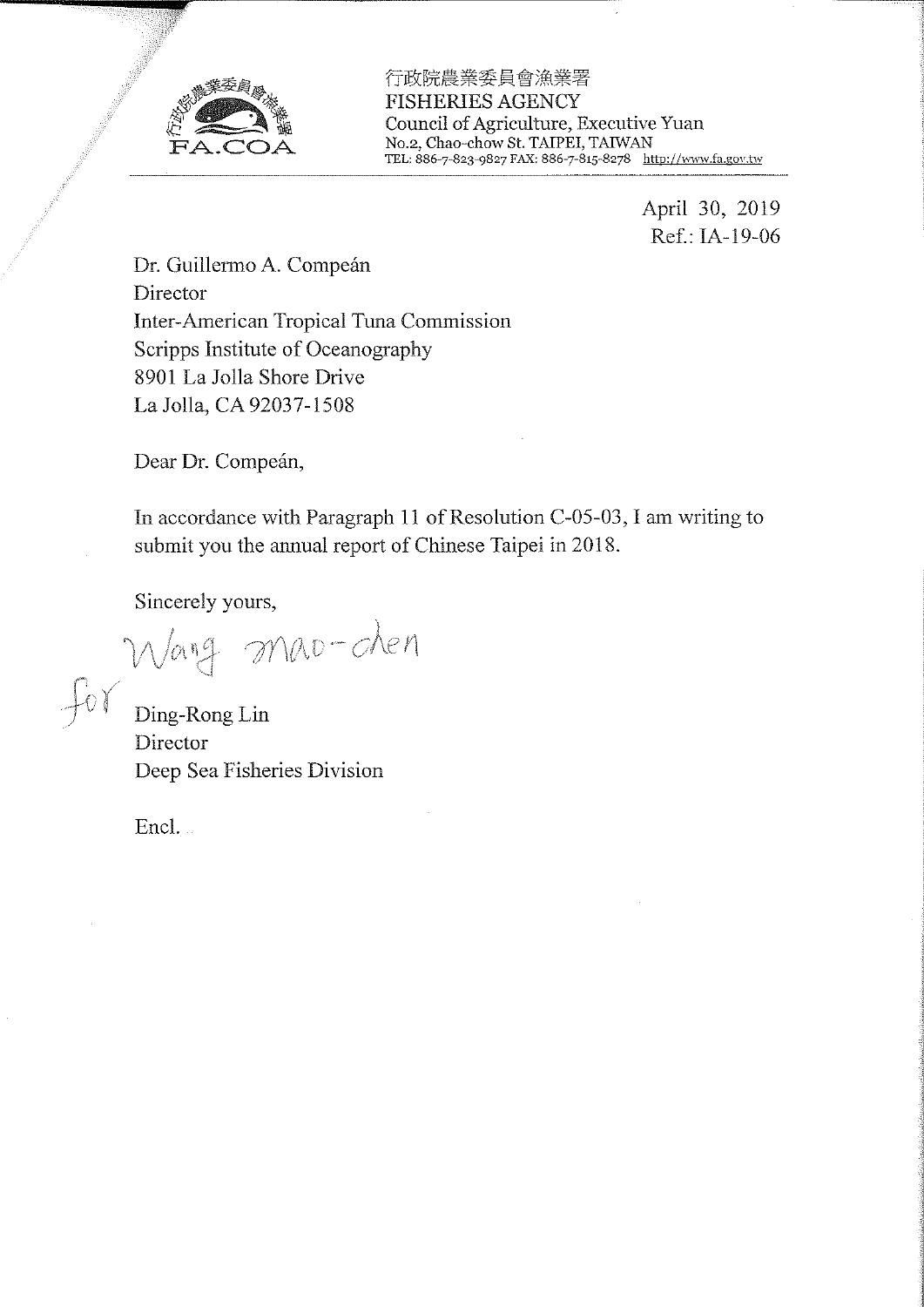行政院農業委員會漁業署
FISHERIES AGENCY
Council of Agriculture, Executive Yuan
No.2, Chao-chow St. TAIPEI, TAIWAN
TEL: 886-7-823-9827 FAX: 886-7-815-8278 http://www.fa.gov.tw

April 30, 2019
Ref.: IA-19-06

Dr. Guillermo A. Compeán
Director
Inter-American Tropical Tuna Commission
Scripps Institute of Oceanography
8901 La Jolla Shore Drive
La Jolla, CA 92037-1508

Dear Dr. Compeán,

In accordance with Paragraph 11 of Resolution C-05-03, I am writing to submit you the annual report of Chinese Taipei in 2018.

Sincerely yours,

Wang mao-chen

for Ding-Rong Lin
Director
Deep Sea Fisheries Division

Encl.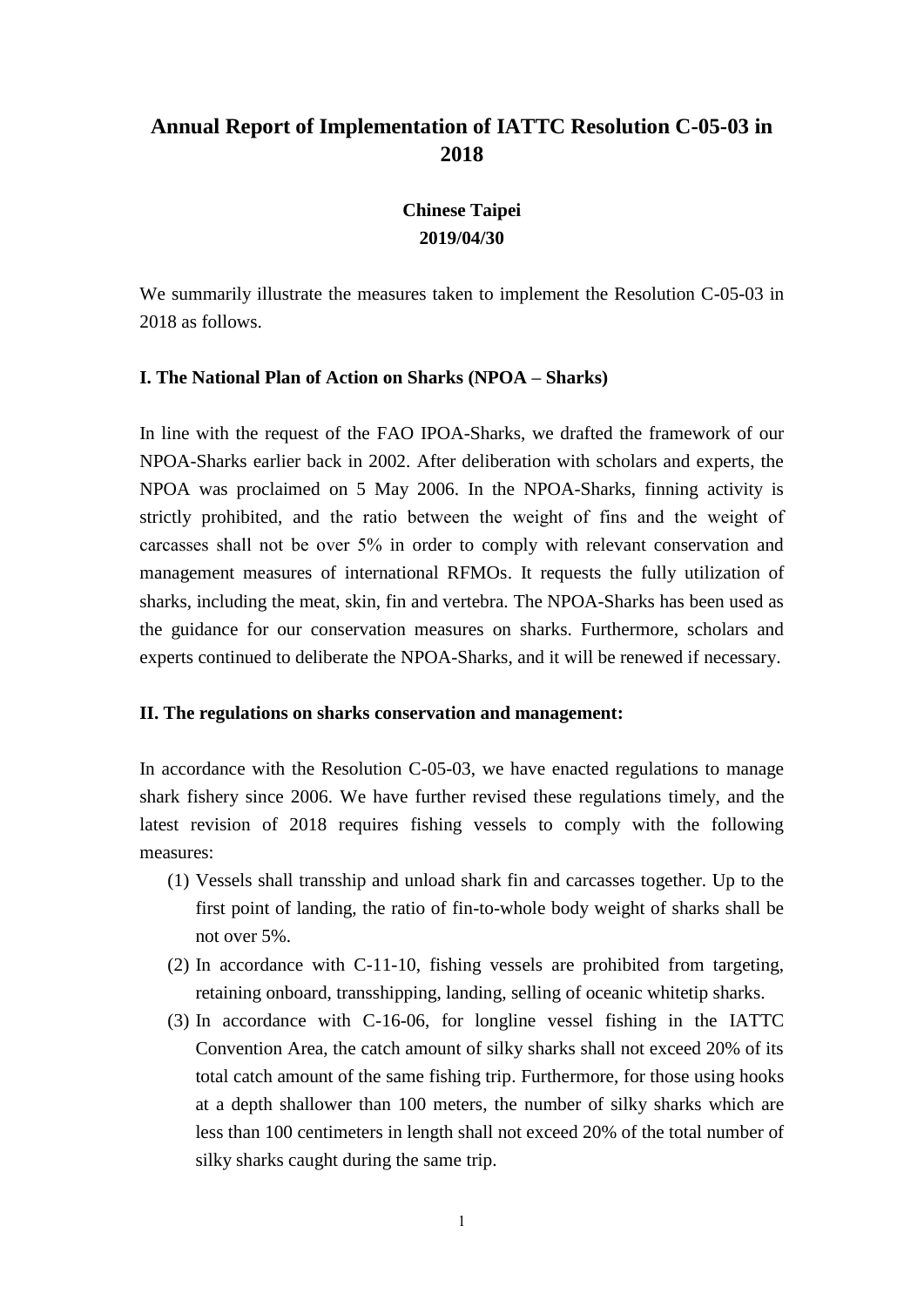# Annual Report of Implementation of IATTC Resolution C-05-03 in 2018

**Chinese Taipei**
**2019/04/30**

We summarily illustrate the measures taken to implement the Resolution C-05-03 in 2018 as follows.

### I. The National Plan of Action on Sharks (NPOA – Sharks)

In line with the request of the FAO IPOA-Sharks, we drafted the framework of our NPOA-Sharks earlier back in 2002. After deliberation with scholars and experts, the NPOA was proclaimed on 5 May 2006. In the NPOA-Sharks, finning activity is strictly prohibited, and the ratio between the weight of fins and the weight of carcasses shall not be over 5% in order to comply with relevant conservation and management measures of international RFMOs. It requests the fully utilization of sharks, including the meat, skin, fin and vertebra. The NPOA-Sharks has been used as the guidance for our conservation measures on sharks. Furthermore, scholars and experts continued to deliberate the NPOA-Sharks, and it will be renewed if necessary.

### II. The regulations on sharks conservation and management:

In accordance with the Resolution C-05-03, we have enacted regulations to manage shark fishery since 2006. We have further revised these regulations timely, and the latest revision of 2018 requires fishing vessels to comply with the following measures:

(1) Vessels shall transship and unload shark fin and carcasses together. Up to the first point of landing, the ratio of fin-to-whole body weight of sharks shall be not over 5%.

(2) In accordance with C-11-10, fishing vessels are prohibited from targeting, retaining onboard, transshipping, landing, selling of oceanic whitetip sharks.

(3) In accordance with C-16-06, for longline vessel fishing in the IATTC Convention Area, the catch amount of silky sharks shall not exceed 20% of its total catch amount of the same fishing trip. Furthermore, for those using hooks at a depth shallower than 100 meters, the number of silky sharks which are less than 100 centimeters in length shall not exceed 20% of the total number of silky sharks caught during the same trip.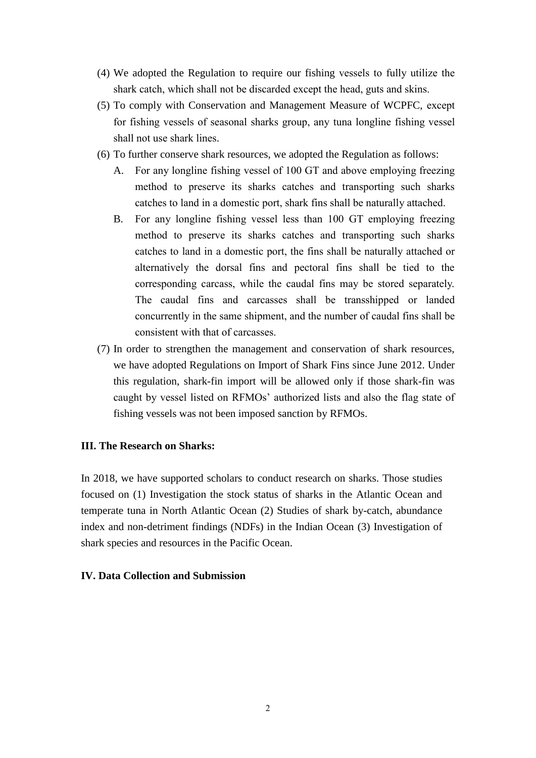(4) We adopted the Regulation to require our fishing vessels to fully utilize the shark catch, which shall not be discarded except the head, guts and skins.

(5) To comply with Conservation and Management Measure of WCPFC, except for fishing vessels of seasonal sharks group, any tuna longline fishing vessel shall not use shark lines.

(6) To further conserve shark resources, we adopted the Regulation as follows:

   A. For any longline fishing vessel of 100 GT and above employing freezing method to preserve its sharks catches and transporting such sharks catches to land in a domestic port, shark fins shall be naturally attached.

   B. For any longline fishing vessel less than 100 GT employing freezing method to preserve its sharks catches and transporting such sharks catches to land in a domestic port, the fins shall be naturally attached or alternatively the dorsal fins and pectoral fins shall be tied to the corresponding carcass, while the caudal fins may be stored separately. The caudal fins and carcasses shall be transshipped or landed concurrently in the same shipment, and the number of caudal fins shall be consistent with that of carcasses.

(7) In order to strengthen the management and conservation of shark resources, we have adopted Regulations on Import of Shark Fins since June 2012. Under this regulation, shark-fin import will be allowed only if those shark-fin was caught by vessel listed on RFMOs' authorized lists and also the flag state of fishing vessels was not been imposed sanction by RFMOs.

**III. The Research on Sharks:**

In 2018, we have supported scholars to conduct research on sharks. Those studies focused on (1) Investigation the stock status of sharks in the Atlantic Ocean and temperate tuna in North Atlantic Ocean (2) Studies of shark by-catch, abundance index and non-detriment findings (NDFs) in the Indian Ocean (3) Investigation of shark species and resources in the Pacific Ocean.

**IV. Data Collection and Submission**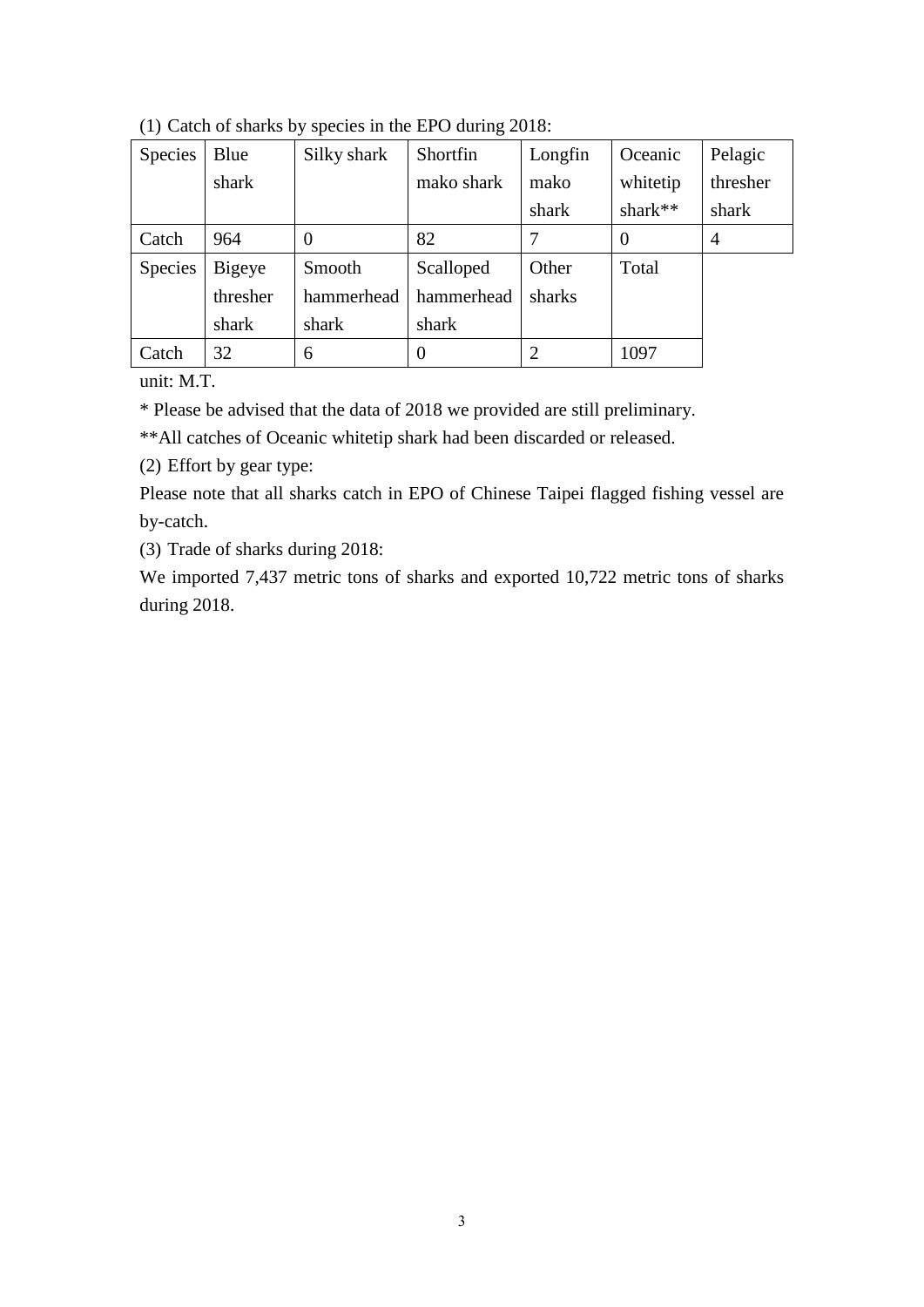(1) Catch of sharks by species in the EPO during 2018:

| Species | Blue shark | Silky shark | Shortfin mako shark | Longfin mako shark | Oceanic whitetip shark** | Pelagic thresher shark |
|---|---|---|---|---|---|---|
| Catch | 964 | 0 | 82 | 7 | 0 | 4 |
| Species | Bigeye thresher shark | Smooth hammerhead shark | Scalloped hammerhead shark | Other sharks | Total | |
| Catch | 32 | 6 | 0 | 2 | 1097 | |

unit: M.T.

* Please be advised that the data of 2018 we provided are still preliminary.

**All catches of Oceanic whitetip shark had been discarded or released.

(2) Effort by gear type:

Please note that all sharks catch in EPO of Chinese Taipei flagged fishing vessel are by-catch.

(3) Trade of sharks during 2018:

We imported 7,437 metric tons of sharks and exported 10,722 metric tons of sharks during 2018.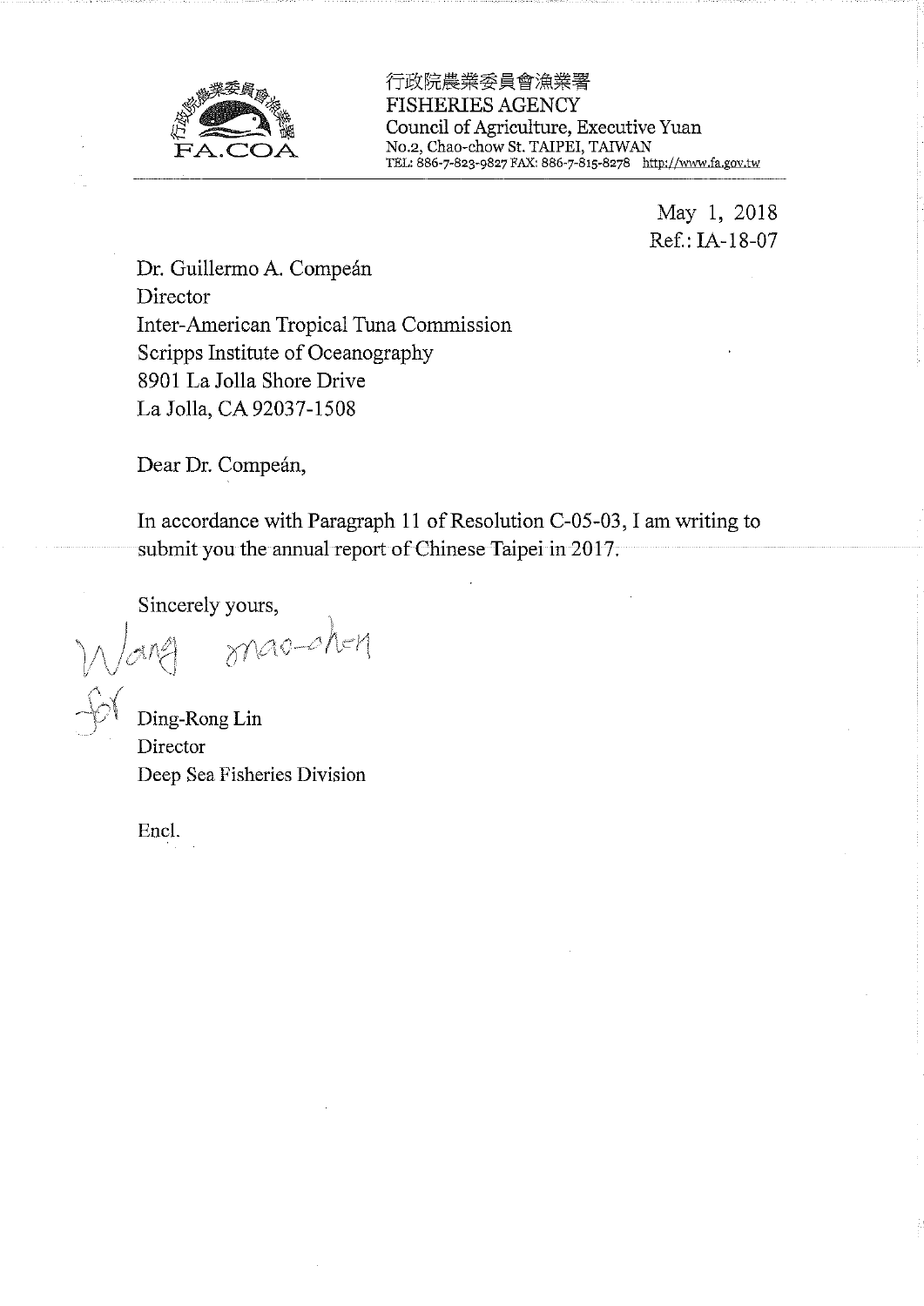行政院農業委員會漁業署
FISHERIES AGENCY
Council of Agriculture, Executive Yuan
No.2, Chao-chow St. TAIPEI, TAIWAN
TEL: 886-7-823-9827 FAX: 886-7-815-8278 http://www.fa.gov.tw

May 1, 2018
Ref.: IA-18-07

Dr. Guillermo A. Compeán
Director
Inter-American Tropical Tuna Commission
Scripps Institute of Oceanography
8901 La Jolla Shore Drive
La Jolla, CA 92037-1508

Dear Dr. Compeán,

In accordance with Paragraph 11 of Resolution C-05-03, I am writing to submit you the annual report of Chinese Taipei in 2017.

Sincerely yours,

Wang mao-chen
for
Ding-Rong Lin
Director
Deep Sea Fisheries Division

Encl.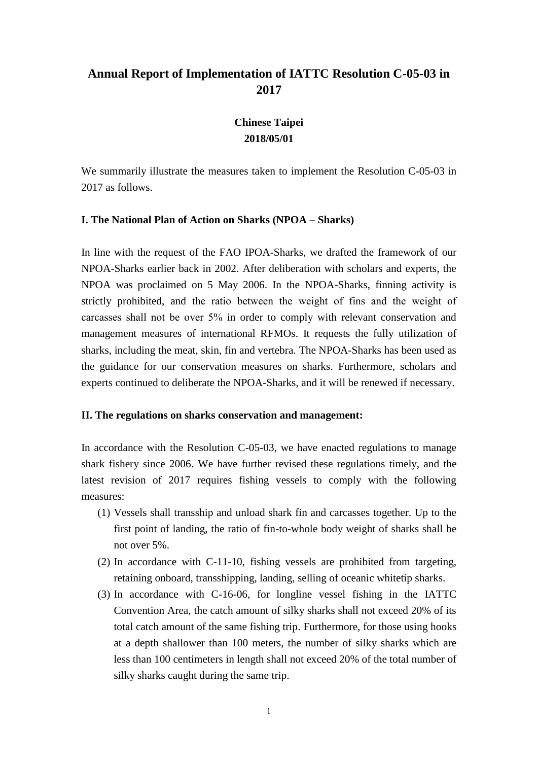# Annual Report of Implementation of IATTC Resolution C-05-03 in 2017

**Chinese Taipei**
**2018/05/01**

We summarily illustrate the measures taken to implement the Resolution C-05-03 in 2017 as follows.

## I. The National Plan of Action on Sharks (NPOA – Sharks)

In line with the request of the FAO IPOA-Sharks, we drafted the framework of our NPOA-Sharks earlier back in 2002. After deliberation with scholars and experts, the NPOA was proclaimed on 5 May 2006. In the NPOA-Sharks, finning activity is strictly prohibited, and the ratio between the weight of fins and the weight of carcasses shall not be over 5% in order to comply with relevant conservation and management measures of international RFMOs. It requests the fully utilization of sharks, including the meat, skin, fin and vertebra. The NPOA-Sharks has been used as the guidance for our conservation measures on sharks. Furthermore, scholars and experts continued to deliberate the NPOA-Sharks, and it will be renewed if necessary.

## II. The regulations on sharks conservation and management:

In accordance with the Resolution C-05-03, we have enacted regulations to manage shark fishery since 2006. We have further revised these regulations timely, and the latest revision of 2017 requires fishing vessels to comply with the following measures:

(1) Vessels shall transship and unload shark fin and carcasses together. Up to the first point of landing, the ratio of fin-to-whole body weight of sharks shall be not over 5%.

(2) In accordance with C-11-10, fishing vessels are prohibited from targeting, retaining onboard, transshipping, landing, selling of oceanic whitetip sharks.

(3) In accordance with C-16-06, for longline vessel fishing in the IATTC Convention Area, the catch amount of silky sharks shall not exceed 20% of its total catch amount of the same fishing trip. Furthermore, for those using hooks at a depth shallower than 100 meters, the number of silky sharks which are less than 100 centimeters in length shall not exceed 20% of the total number of silky sharks caught during the same trip.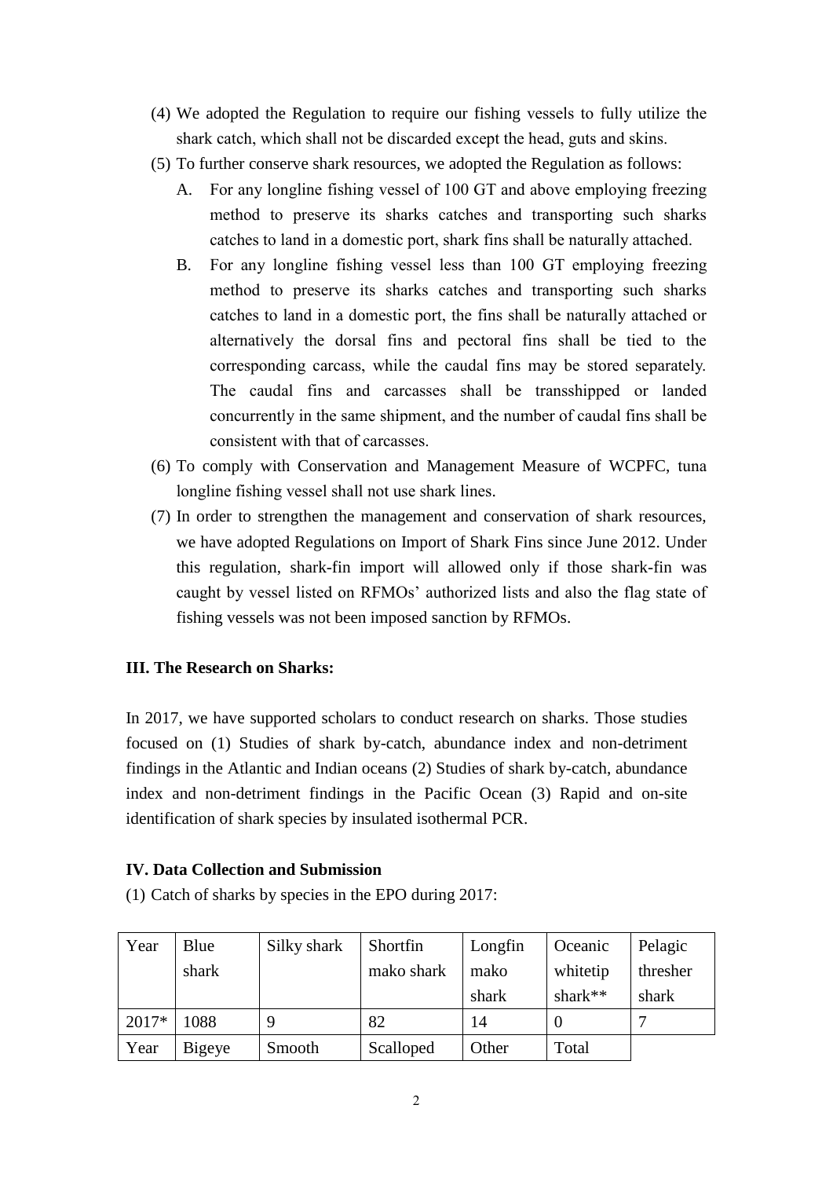(4) We adopted the Regulation to require our fishing vessels to fully utilize the shark catch, which shall not be discarded except the head, guts and skins.

(5) To further conserve shark resources, we adopted the Regulation as follows:

   A. For any longline fishing vessel of 100 GT and above employing freezing method to preserve its sharks catches and transporting such sharks catches to land in a domestic port, shark fins shall be naturally attached.

   B. For any longline fishing vessel less than 100 GT employing freezing method to preserve its sharks catches and transporting such sharks catches to land in a domestic port, the fins shall be naturally attached or alternatively the dorsal fins and pectoral fins shall be tied to the corresponding carcass, while the caudal fins may be stored separately. The caudal fins and carcasses shall be transshipped or landed concurrently in the same shipment, and the number of caudal fins shall be consistent with that of carcasses.

(6) To comply with Conservation and Management Measure of WCPFC, tuna longline fishing vessel shall not use shark lines.

(7) In order to strengthen the management and conservation of shark resources, we have adopted Regulations on Import of Shark Fins since June 2012. Under this regulation, shark-fin import will allowed only if those shark-fin was caught by vessel listed on RFMOs' authorized lists and also the flag state of fishing vessels was not been imposed sanction by RFMOs.

**III. The Research on Sharks:**

In 2017, we have supported scholars to conduct research on sharks. Those studies focused on (1) Studies of shark by-catch, abundance index and non-detriment findings in the Atlantic and Indian oceans (2) Studies of shark by-catch, abundance index and non-detriment findings in the Pacific Ocean (3) Rapid and on-site identification of shark species by insulated isothermal PCR.

**IV. Data Collection and Submission**

(1) Catch of sharks by species in the EPO during 2017:

| Year | Blue shark | Silky shark | Shortfin mako shark | Longfin mako shark | Oceanic whitetip shark** | Pelagic thresher shark |
|---|---|---|---|---|---|---|
| 2017* | 1088 | 9 | 82 | 14 | 0 | 7 |
| Year | Bigeye | Smooth | Scalloped | Other | Total | |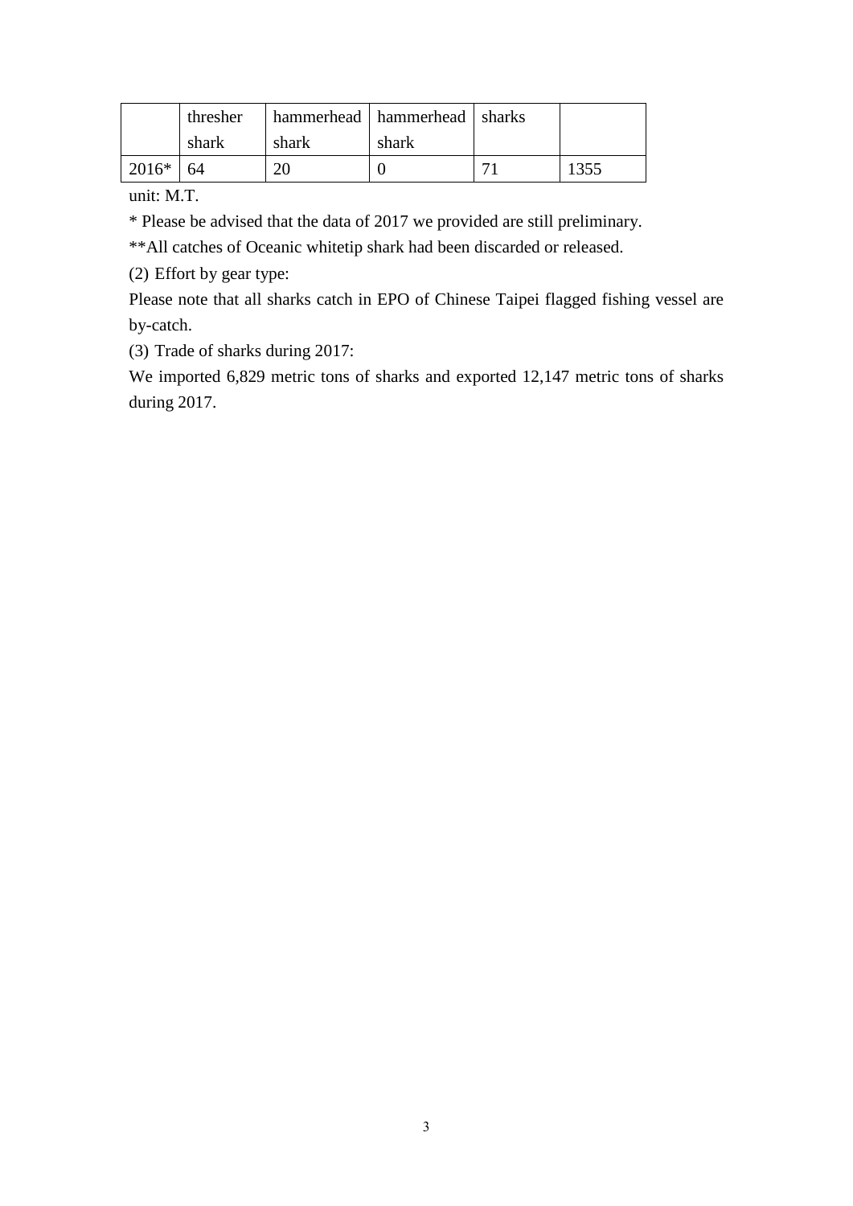| | thresher shark | hammerhead shark | hammerhead shark | sharks | |
|---|---|---|---|---|---|
| 2016* | 64 | 20 | 0 | 71 | 1355 |

unit: M.T.

* Please be advised that the data of 2017 we provided are still preliminary.

**All catches of Oceanic whitetip shark had been discarded or released.

(2) Effort by gear type:

Please note that all sharks catch in EPO of Chinese Taipei flagged fishing vessel are by-catch.

(3) Trade of sharks during 2017:

We imported 6,829 metric tons of sharks and exported 12,147 metric tons of sharks during 2017.